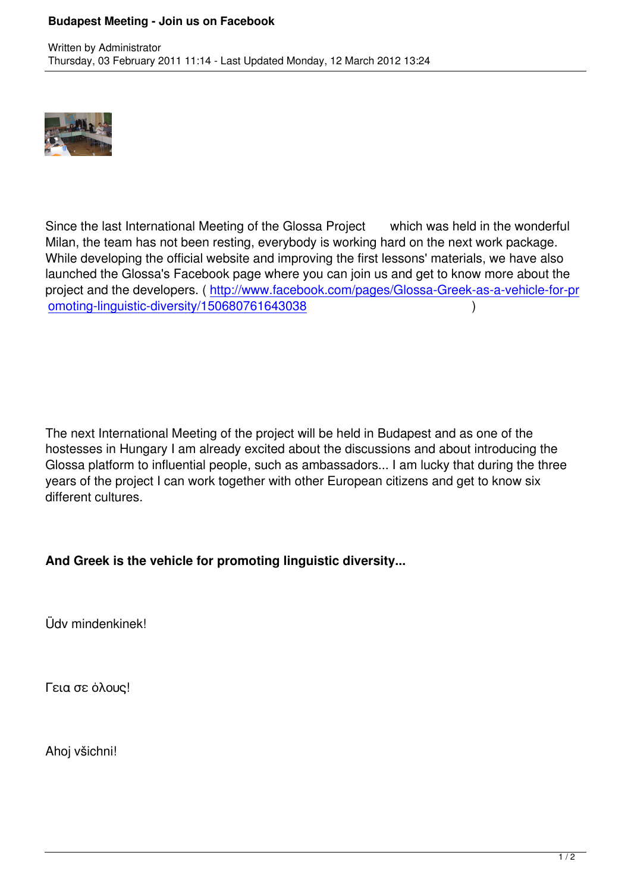# Budapest Meeting - Join us on Facebook

Written by Administrator
Thursday, 03 February 2011 11:14 - Last Updated Monday, 12 March 2012 13:24

Since the last International Meeting of the Glossa Project which was held in the wonderful Milan, the team has not been resting, everybody is working hard on the next work package. While developing the official website and improving the first lessons' materials, we have also launched the Glossa's Facebook page where you can join us and get to know more about the project and the developers. ( http://www.facebook.com/pages/Glossa-Greek-as-a-vehicle-for-promoting-linguistic-diversity/150680761643038 )

The next International Meeting of the project will be held in Budapest and as one of the hostesses in Hungary I am already excited about the discussions and about introducing the Glossa platform to influential people, such as ambassadors... I am lucky that during the three years of the project I can work together with other European citizens and get to know six different cultures.

**And Greek is the vehicle for promoting linguistic diversity...**

Üdv mindenkinek!

Γεια σε όλους!

Ahoj všichni!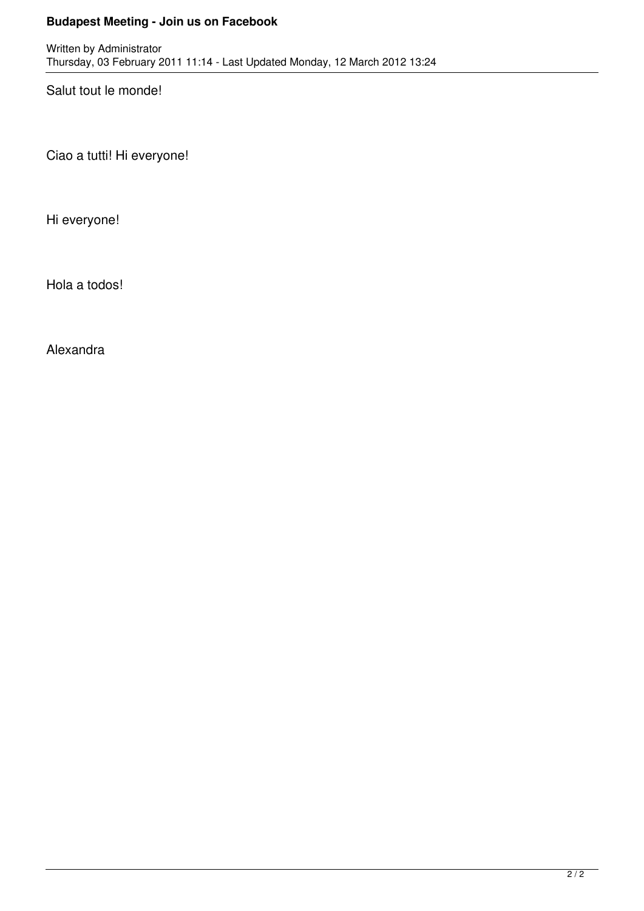Salut tout le monde!

Ciao a tutti! Hi everyone!

Hi everyone!

Hola a todos!

Alexandra